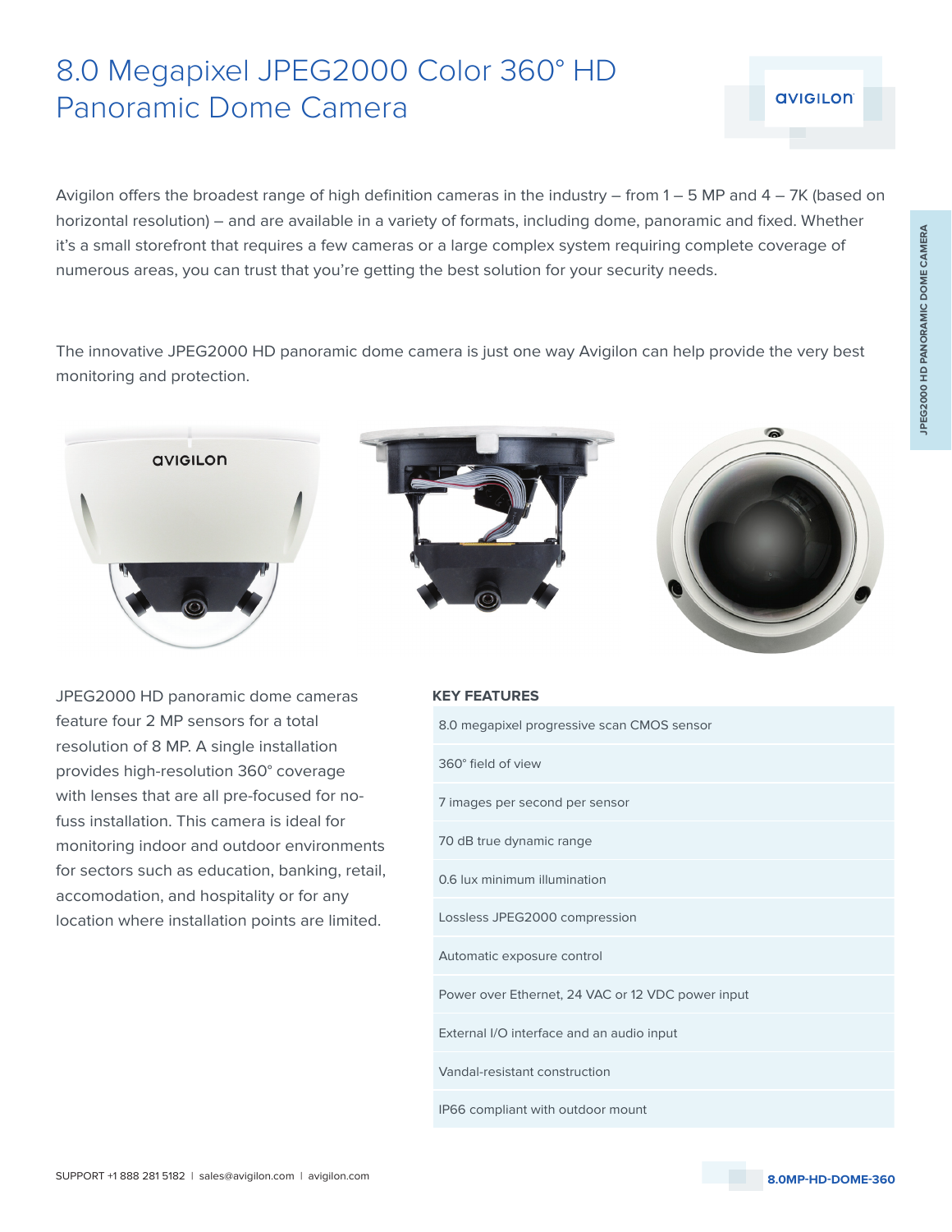# 8.0 Megapixel JPEG2000 Color 360° HD Panoramic Dome Camera

Avigilon offers the broadest range of high definition cameras in the industry – from 1 – 5 MP and 4 – 7K (based on horizontal resolution) – and are available in a variety of formats, including dome, panoramic and fixed. Whether it's a small storefront that requires a few cameras or a large complex system requiring complete coverage of numerous areas, you can trust that you're getting the best solution for your security needs.

The innovative JPEG2000 HD panoramic dome camera is just one way Avigilon can help provide the very best monitoring and protection.

JPEG2000 HD panoramic dome cameras feature four 2 MP sensors for a total resolution of 8 MP. A single installation provides high-resolution 360° coverage with lenses that are all pre-focused for no-fuss installation. This camera is ideal for monitoring indoor and outdoor environments for sectors such as education, banking, retail, accomodation, and hospitality or for any location where installation points are limited.

## KEY FEATURES

- 8.0 megapixel progressive scan CMOS sensor
- 360° field of view
- 7 images per second per sensor
- 70 dB true dynamic range
- 0.6 lux minimum illumination
- Lossless JPEG2000 compression
- Automatic exposure control
- Power over Ethernet, 24 VAC or 12 VDC power input
- External I/O interface and an audio input
- Vandal-resistant construction
- IP66 compliant with outdoor mount

SUPPORT +1 888 281 5182 | sales@avigilon.com | avigilon.com

8.0MP-HD-DOME-360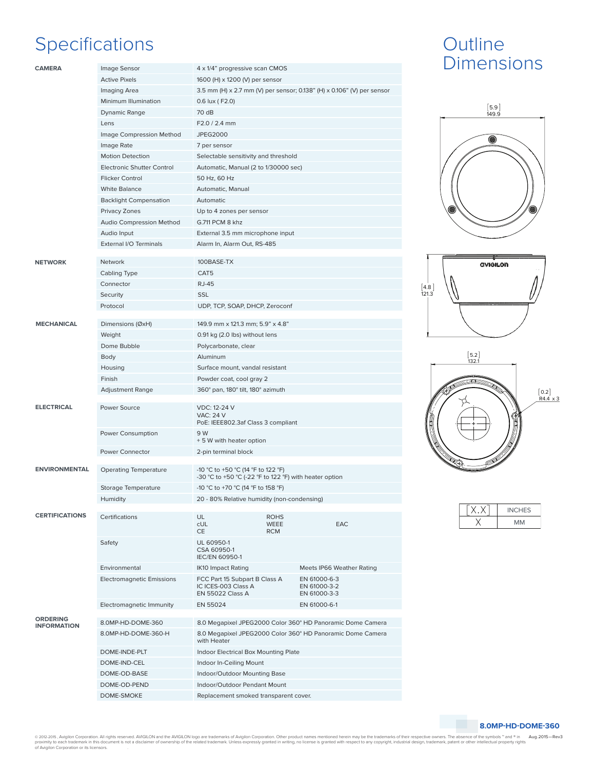# Specifications

| | | |
|---|---|---|
| **CAMERA** | Image Sensor | 4 x 1/4" progressive scan CMOS |
| | Active Pixels | 1600 (H) x 1200 (V) per sensor |
| | Imaging Area | 3.5 mm (H) x 2.7 mm (V) per sensor; 0.138" (H) x 0.106" (V) per sensor |
| | Minimum Illumination | 0.6 lux ( F2.0) |
| | Dynamic Range | 70 dB |
| | Lens | F2.0 / 2.4 mm |
| | Image Compression Method | JPEG2000 |
| | Image Rate | 7 per sensor |
| | Motion Detection | Selectable sensitivity and threshold |
| | Electronic Shutter Control | Automatic, Manual (2 to 1/30000 sec) |
| | Flicker Control | 50 Hz, 60 Hz |
| | White Balance | Automatic, Manual |
| | Backlight Compensation | Automatic |
| | Privacy Zones | Up to 4 zones per sensor |
| | Audio Compression Method | G.711 PCM 8 khz |
| | Audio Input | External 3.5 mm microphone input |
| | External I/O Terminals | Alarm In, Alarm Out, RS-485 |
| **NETWORK** | Network | 100BASE-TX |
| | Cabling Type | CAT5 |
| | Connector | RJ-45 |
| | Security | SSL |
| | Protocol | UDP, TCP, SOAP, DHCP, Zeroconf |
| **MECHANICAL** | Dimensions (ØxH) | 149.9 mm x 121.3 mm; 5.9" x 4.8" |
| | Weight | 0.91 kg (2.0 lbs) without lens |
| | Dome Bubble | Polycarbonate, clear |
| | Body | Aluminum |
| | Housing | Surface mount, vandal resistant |
| | Finish | Powder coat, cool gray 2 |
| | Adjustment Range | 360° pan, 180° tilt, 180° azimuth |
| **ELECTRICAL** | Power Source | VDC: 12-24 V<br>VAC: 24 V<br>PoE: IEEE802.3af Class 3 compliant |
| | Power Consumption | 9 W<br>+ 5 W with heater option |
| | Power Connector | 2-pin terminal block |
| **ENVIRONMENTAL** | Operating Temperature | -10 °C to +50 °C (14 °F to 122 °F)<br>-30 °C to +50 °C (-22 °F to 122 °F) with heater option |
| | Storage Temperature | -10 °C to +70 °C (14 °F to 158 °F) |
| | Humidity | 20 - 80% Relative humidity (non-condensing) |
| **CERTIFICATIONS** | Certifications | UL, cUL, CE, ROHS, WEEE, RCM, EAC |
| | Safety | UL 60950-1<br>CSA 60950-1<br>IEC/EN 60950-1 |
| | Environmental | IK10 Impact Rating; Meets IP66 Weather Rating |
| | Electromagnetic Emissions | FCC Part 15 Subpart B Class A<br>IC ICES-003 Class A<br>EN 55022 Class A<br>EN 61000-6-3<br>EN 61000-3-2<br>EN 61000-3-3 |
| | Electromagnetic Immunity | EN 55024; EN 61000-6-1 |
| **ORDERING INFORMATION** | 8.0MP-HD-DOME-360 | 8.0 Megapixel JPEG2000 Color 360° HD Panoramic Dome Camera |
| | 8.0MP-HD-DOME-360-H | 8.0 Megapixel JPEG2000 Color 360° HD Panoramic Dome Camera with Heater |
| | DOME-INDE-PLT | Indoor Electrical Box Mounting Plate |
| | DOME-IND-CEL | Indoor In-Ceiling Mount |
| | DOME-OD-BASE | Indoor/Outdoor Mounting Base |
| | DOME-OD-PEND | Indoor/Outdoor Pendant Mount |
| | DOME-SMOKE | Replacement smoked transparent cover. |

# Outline Dimensions

[5.9]
149.9

AVIGILON

[4.8]
121.3

[5.2]
132.1

[0.2]
R4.4 x 3

| | |
|---|---|
| [X.X] | INCHES |
| X | MM |

**8.0MP-HD-DOME-360**

© 2012-2015 , Avigilon Corporation. All rights reserved. AVIGILON and the AVIGILON logo are trademarks of Avigilon Corporation. Other product names mentioned herein may be the trademarks of their respective owners. The absence of the symbols ™ and ® in proximity to each trademark in this document is not a disclaimer of ownership of the related trademark. Unless expressly granted in writing, no license is granted with respect to any copyright, industrial design, trademark, patent or other intellectual property rights of Avigilon Corporation or its licensors.

Aug.2015—Rev3